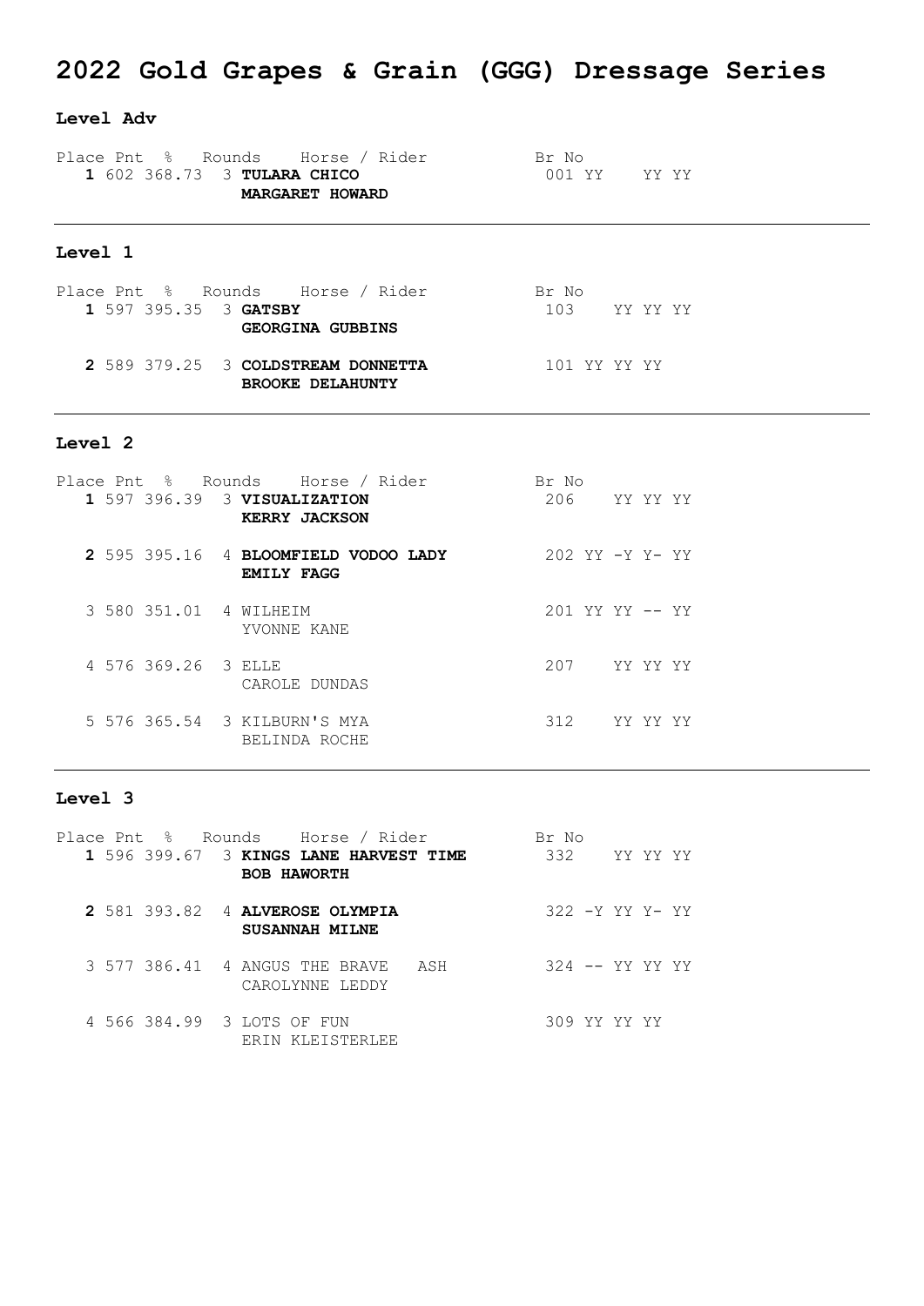# 2022 Gold Grapes & Grain (GGG) Dressage Series

## Level Adv

| Place | Pnt | % | Rounds | Horse / Rider | Br No | |
|---|---|---|---|---|---|---|
| **1** | 602 | 368.73 | 3 | **TULARA CHICO**<br>**MARGARET HOWARD** | 001 | YY    YY YY |

## Level 1

| Place | Pnt | % | Rounds | Horse / Rider | Br No | |
|---|---|---|---|---|---|---|
| **1** | 597 | 395.35 | 3 | **GATSBY**<br>**GEORGINA GUBBINS** | 103 | YY YY YY |
| **2** | 589 | 379.25 | 3 | **COLDSTREAM DONNETTA**<br>**BROOKE DELAHUNTY** | 101 | YY YY YY |

## Level 2

| Place | Pnt | % | Rounds | Horse / Rider | Br No | |
|---|---|---|---|---|---|---|
| **1** | 597 | 396.39 | 3 | **VISUALIZATION**<br>**KERRY JACKSON** | 206 | YY YY YY |
| **2** | 595 | 395.16 | 4 | **BLOOMFIELD VODOO LADY**<br>**EMILY FAGG** | 202 | YY -Y Y- YY |
| 3 | 580 | 351.01 | 4 | WILHEIM<br>YVONNE KANE | 201 | YY YY -- YY |
| 4 | 576 | 369.26 | 3 | ELLE<br>CAROLE DUNDAS | 207 | YY YY YY |
| 5 | 576 | 365.54 | 3 | KILBURN'S MYA<br>BELINDA ROCHE | 312 | YY YY YY |

## Level 3

| Place | Pnt | % | Rounds | Horse / Rider | Br No | |
|---|---|---|---|---|---|---|
| **1** | 596 | 399.67 | 3 | **KINGS LANE HARVEST TIME**<br>**BOB HAWORTH** | 332 | YY YY YY |
| **2** | 581 | 393.82 | 4 | **ALVEROSE OLYMPIA**<br>**SUSANNAH MILNE** | 322 | -Y YY Y- YY |
| 3 | 577 | 386.41 | 4 | ANGUS THE BRAVE ASH<br>CAROLYNNE LEDDY | 324 | -- YY YY YY |
| 4 | 566 | 384.99 | 3 | LOTS OF FUN<br>ERIN KLEISTERLEE | 309 | YY YY YY |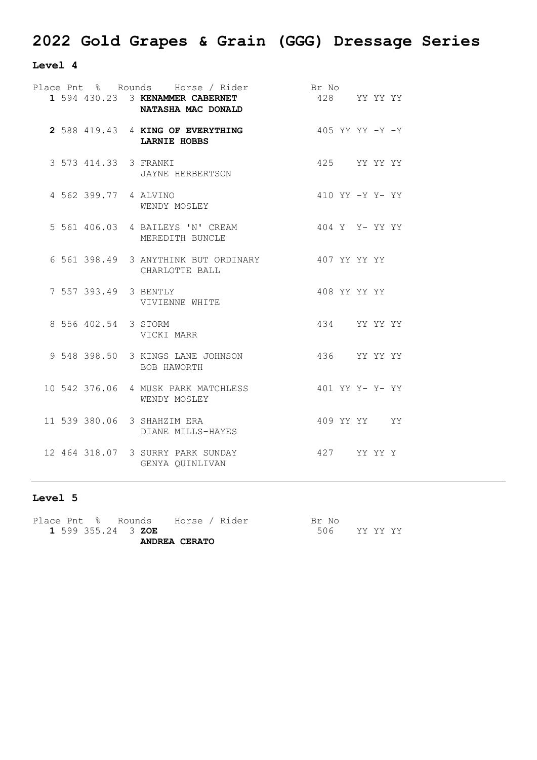# 2022 Gold Grapes & Grain (GGG) Dressage Series

### Level 4

| Place | Pnt | % | Rounds | Horse / Rider | Br No | |
|---|---|---|---|---|---|---|
| **1** | 594 | 430.23 | 3 | **KENAMMER CABERNET / NATASHA MAC DONALD** | 428 | YY YY YY |
| **2** | 588 | 419.43 | 4 | **KING OF EVERYTHING / LARNIE HOBBS** | 405 | YY YY -Y -Y |
| 3 | 573 | 414.33 | 3 | FRANKI / JAYNE HERBERTSON | 425 | YY YY YY |
| 4 | 562 | 399.77 | 4 | ALVINO / WENDY MOSLEY | 410 | YY -Y Y- YY |
| 5 | 561 | 406.03 | 4 | BAILEYS 'N' CREAM / MEREDITH BUNCLE | 404 | Y Y- YY YY |
| 6 | 561 | 398.49 | 3 | ANYTHINK BUT ORDINARY / CHARLOTTE BALL | 407 | YY YY YY |
| 7 | 557 | 393.49 | 3 | BENTLY / VIVIENNE WHITE | 408 | YY YY YY |
| 8 | 556 | 402.54 | 3 | STORM / VICKI MARR | 434 | YY YY YY |
| 9 | 548 | 398.50 | 3 | KINGS LANE JOHNSON / BOB HAWORTH | 436 | YY YY YY |
| 10 | 542 | 376.06 | 4 | MUSK PARK MATCHLESS / WENDY MOSLEY | 401 | YY Y- Y- YY |
| 11 | 539 | 380.06 | 3 | SHAHZIM ERA / DIANE MILLS-HAYES | 409 | YY YY YY |
| 12 | 464 | 318.07 | 3 | SURRY PARK SUNDAY / GENYA QUINLIVAN | 427 | YY YY Y |

### Level 5

| Place | Pnt | % | Rounds | Horse / Rider | Br No | |
|---|---|---|---|---|---|---|
| **1** | 599 | 355.24 | 3 | **ZOE / ANDREA CERATO** | 506 | YY YY YY |